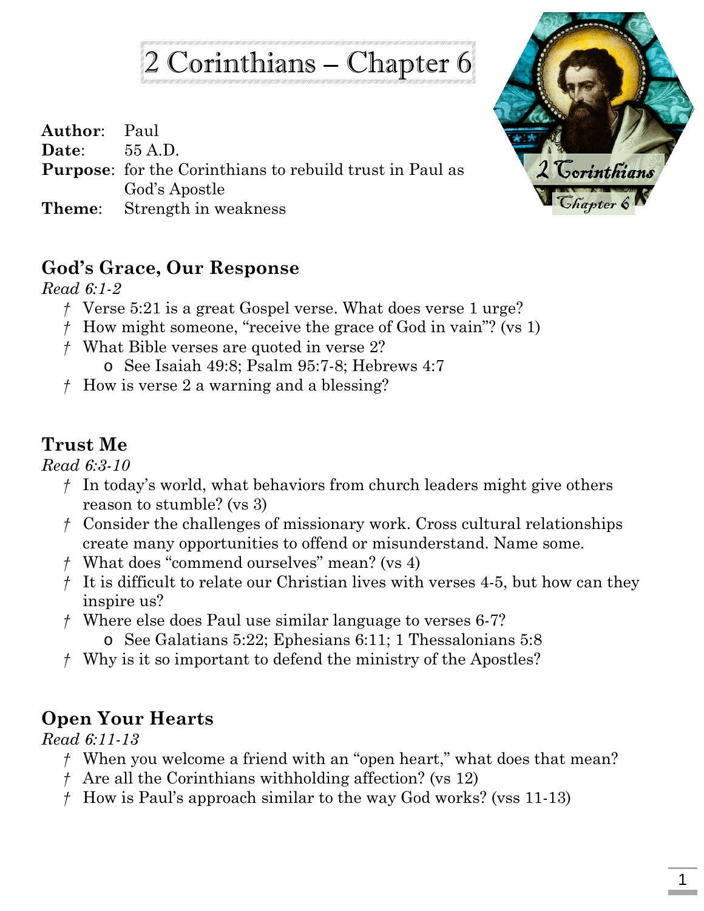# 2 Corinthians – Chapter 6

**Author**: Paul
**Date**: 55 A.D.
**Purpose**: for the Corinthians to rebuild trust in Paul as God's Apostle
**Theme**: Strength in weakness

## God's Grace, Our Response

*Read 6:1-2*

- Verse 5:21 is a great Gospel verse. What does verse 1 urge?
- How might someone, "receive the grace of God in vain"? (vs 1)
- What Bible verses are quoted in verse 2?
  - See Isaiah 49:8; Psalm 95:7-8; Hebrews 4:7
- How is verse 2 a warning and a blessing?

## Trust Me

*Read 6:3-10*

- In today's world, what behaviors from church leaders might give others reason to stumble? (vs 3)
- Consider the challenges of missionary work. Cross cultural relationships create many opportunities to offend or misunderstand. Name some.
- What does "commend ourselves" mean? (vs 4)
- It is difficult to relate our Christian lives with verses 4-5, but how can they inspire us?
- Where else does Paul use similar language to verses 6-7?
  - See Galatians 5:22; Ephesians 6:11; 1 Thessalonians 5:8
- Why is it so important to defend the ministry of the Apostles?

## Open Your Hearts

*Read 6:11-13*

- When you welcome a friend with an "open heart," what does that mean?
- Are all the Corinthians withholding affection? (vs 12)
- How is Paul's approach similar to the way God works? (vss 11-13)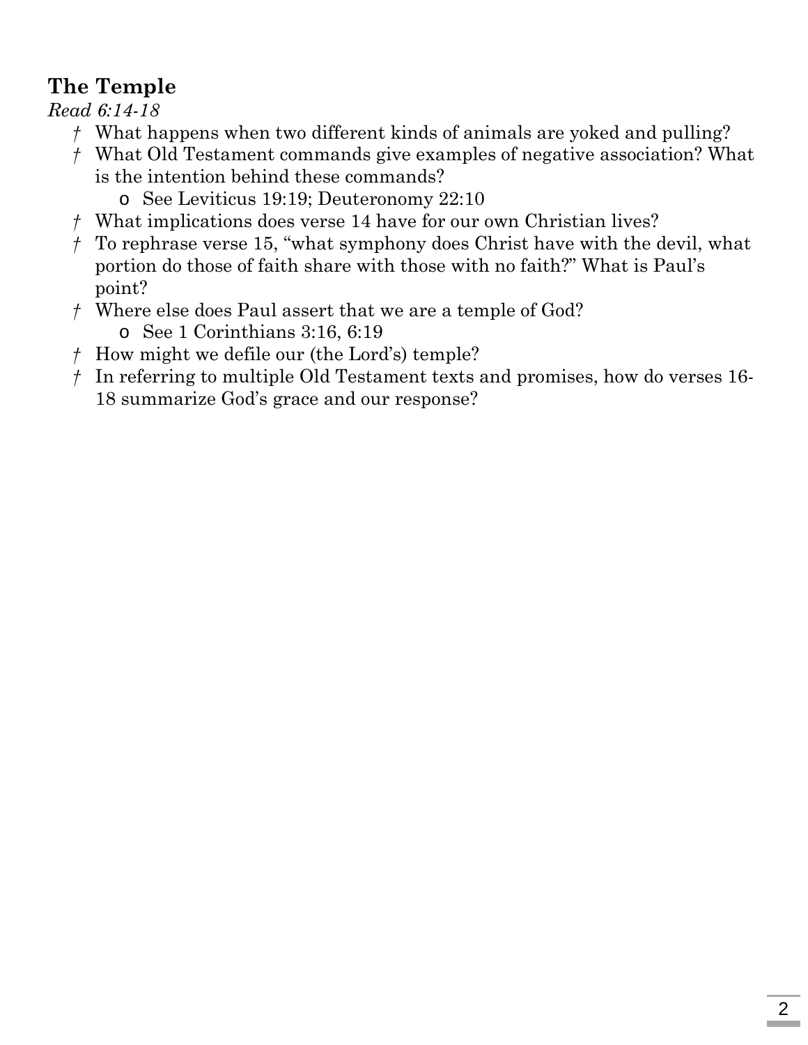## The Temple

*Read 6:14-18*

- † What happens when two different kinds of animals are yoked and pulling?
- † What Old Testament commands give examples of negative association? What is the intention behind these commands?
  - o See Leviticus 19:19; Deuteronomy 22:10
- † What implications does verse 14 have for our own Christian lives?
- † To rephrase verse 15, "what symphony does Christ have with the devil, what portion do those of faith share with those with no faith?" What is Paul's point?
- † Where else does Paul assert that we are a temple of God?
  - o See 1 Corinthians 3:16, 6:19
- † How might we defile our (the Lord's) temple?
- † In referring to multiple Old Testament texts and promises, how do verses 16-18 summarize God's grace and our response?